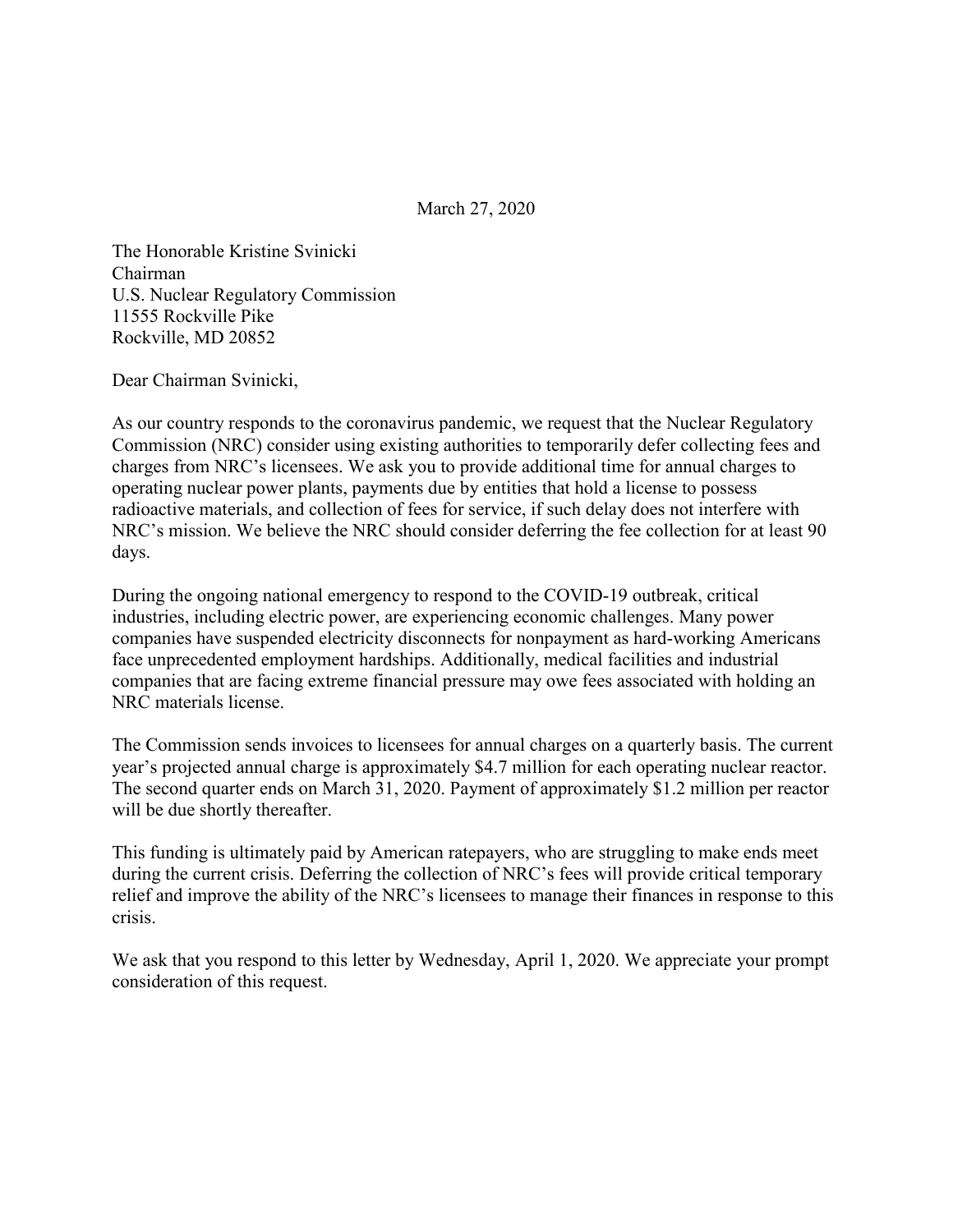March 27, 2020

The Honorable Kristine Svinicki
Chairman
U.S. Nuclear Regulatory Commission
11555 Rockville Pike
Rockville, MD 20852

Dear Chairman Svinicki,

As our country responds to the coronavirus pandemic, we request that the Nuclear Regulatory Commission (NRC) consider using existing authorities to temporarily defer collecting fees and charges from NRC's licensees. We ask you to provide additional time for annual charges to operating nuclear power plants, payments due by entities that hold a license to possess radioactive materials, and collection of fees for service, if such delay does not interfere with NRC's mission. We believe the NRC should consider deferring the fee collection for at least 90 days.

During the ongoing national emergency to respond to the COVID-19 outbreak, critical industries, including electric power, are experiencing economic challenges. Many power companies have suspended electricity disconnects for nonpayment as hard-working Americans face unprecedented employment hardships. Additionally, medical facilities and industrial companies that are facing extreme financial pressure may owe fees associated with holding an NRC materials license.

The Commission sends invoices to licensees for annual charges on a quarterly basis. The current year's projected annual charge is approximately $4.7 million for each operating nuclear reactor. The second quarter ends on March 31, 2020. Payment of approximately $1.2 million per reactor will be due shortly thereafter.

This funding is ultimately paid by American ratepayers, who are struggling to make ends meet during the current crisis. Deferring the collection of NRC's fees will provide critical temporary relief and improve the ability of the NRC's licensees to manage their finances in response to this crisis.

We ask that you respond to this letter by Wednesday, April 1, 2020. We appreciate your prompt consideration of this request.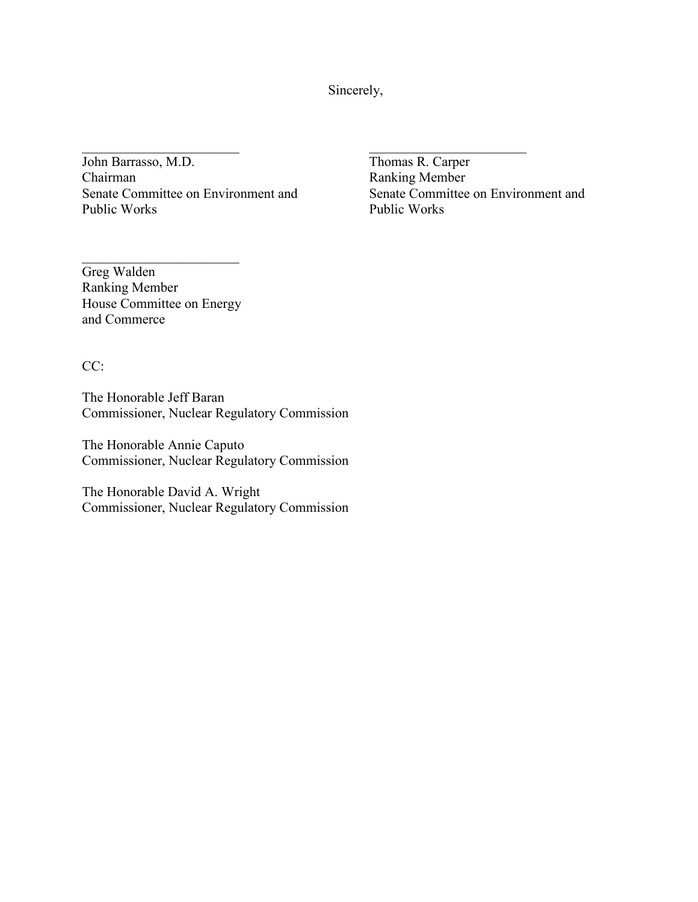Sincerely,

\_\_\_\_\_\_\_\_\_\_\_\_\_\_\_\_\_\_\_\_\_\_\_\_
John Barrasso, M.D.
Chairman
Senate Committee on Environment and Public Works

\_\_\_\_\_\_\_\_\_\_\_\_\_\_\_\_\_\_\_\_\_\_\_\_
Thomas R. Carper
Ranking Member
Senate Committee on Environment and Public Works

\_\_\_\_\_\_\_\_\_\_\_\_\_\_\_\_\_\_\_\_\_\_\_\_
Greg Walden
Ranking Member
House Committee on Energy and Commerce

CC:

The Honorable Jeff Baran
Commissioner, Nuclear Regulatory Commission

The Honorable Annie Caputo
Commissioner, Nuclear Regulatory Commission

The Honorable David A. Wright
Commissioner, Nuclear Regulatory Commission